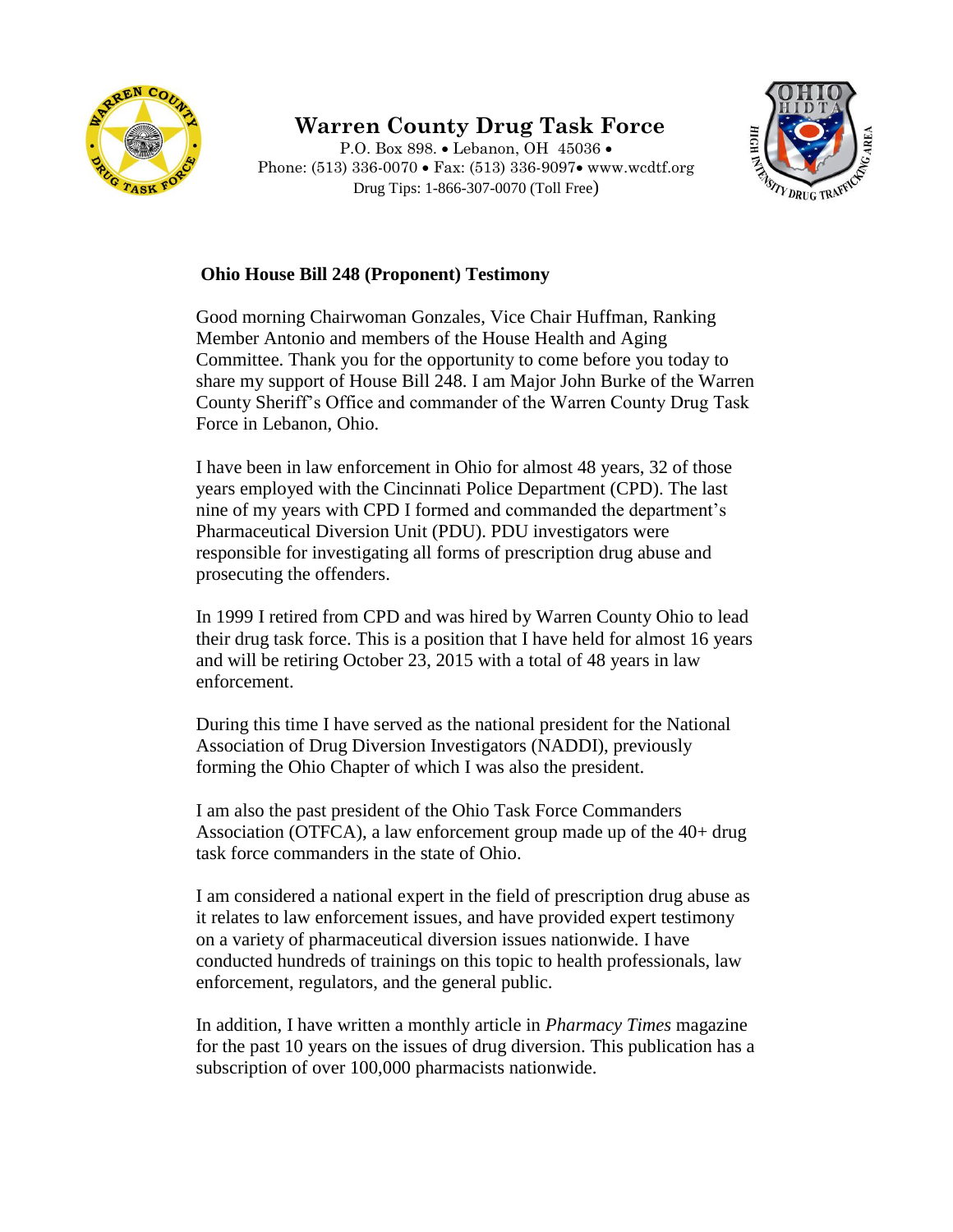# Warren County Drug Task Force

P.O. Box 898. • Lebanon, OH 45036 •
Phone: (513) 336-0070 • Fax: (513) 336-9097• www.wcdtf.org
Drug Tips: 1-866-307-0070 (Toll Free)

**Ohio House Bill 248 (Proponent) Testimony**

Good morning Chairwoman Gonzales, Vice Chair Huffman, Ranking Member Antonio and members of the House Health and Aging Committee. Thank you for the opportunity to come before you today to share my support of House Bill 248. I am Major John Burke of the Warren County Sheriff's Office and commander of the Warren County Drug Task Force in Lebanon, Ohio.

I have been in law enforcement in Ohio for almost 48 years, 32 of those years employed with the Cincinnati Police Department (CPD). The last nine of my years with CPD I formed and commanded the department's Pharmaceutical Diversion Unit (PDU). PDU investigators were responsible for investigating all forms of prescription drug abuse and prosecuting the offenders.

In 1999 I retired from CPD and was hired by Warren County Ohio to lead their drug task force. This is a position that I have held for almost 16 years and will be retiring October 23, 2015 with a total of 48 years in law enforcement.

During this time I have served as the national president for the National Association of Drug Diversion Investigators (NADDI), previously forming the Ohio Chapter of which I was also the president.

I am also the past president of the Ohio Task Force Commanders Association (OTFCA), a law enforcement group made up of the 40+ drug task force commanders in the state of Ohio.

I am considered a national expert in the field of prescription drug abuse as it relates to law enforcement issues, and have provided expert testimony on a variety of pharmaceutical diversion issues nationwide. I have conducted hundreds of trainings on this topic to health professionals, law enforcement, regulators, and the general public.

In addition, I have written a monthly article in *Pharmacy Times* magazine for the past 10 years on the issues of drug diversion. This publication has a subscription of over 100,000 pharmacists nationwide.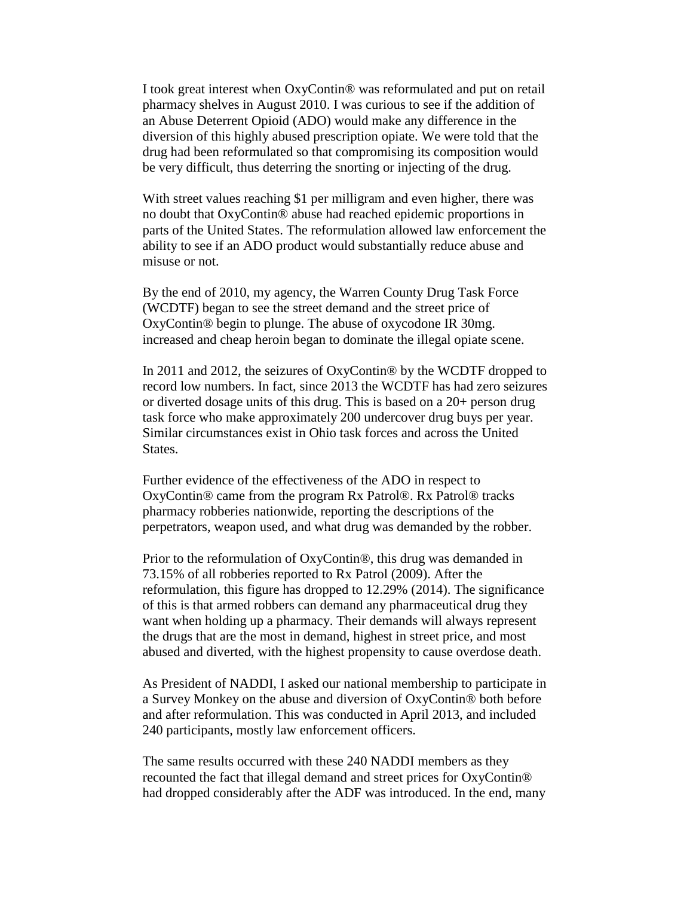I took great interest when OxyContin® was reformulated and put on retail pharmacy shelves in August 2010. I was curious to see if the addition of an Abuse Deterrent Opioid (ADO) would make any difference in the diversion of this highly abused prescription opiate. We were told that the drug had been reformulated so that compromising its composition would be very difficult, thus deterring the snorting or injecting of the drug.

With street values reaching $1 per milligram and even higher, there was no doubt that OxyContin® abuse had reached epidemic proportions in parts of the United States. The reformulation allowed law enforcement the ability to see if an ADO product would substantially reduce abuse and misuse or not.

By the end of 2010, my agency, the Warren County Drug Task Force (WCDTF) began to see the street demand and the street price of OxyContin® begin to plunge. The abuse of oxycodone IR 30mg. increased and cheap heroin began to dominate the illegal opiate scene.

In 2011 and 2012, the seizures of OxyContin® by the WCDTF dropped to record low numbers. In fact, since 2013 the WCDTF has had zero seizures or diverted dosage units of this drug. This is based on a 20+ person drug task force who make approximately 200 undercover drug buys per year. Similar circumstances exist in Ohio task forces and across the United States.

Further evidence of the effectiveness of the ADO in respect to OxyContin® came from the program Rx Patrol®. Rx Patrol® tracks pharmacy robberies nationwide, reporting the descriptions of the perpetrators, weapon used, and what drug was demanded by the robber.

Prior to the reformulation of OxyContin®, this drug was demanded in 73.15% of all robberies reported to Rx Patrol (2009). After the reformulation, this figure has dropped to 12.29% (2014). The significance of this is that armed robbers can demand any pharmaceutical drug they want when holding up a pharmacy. Their demands will always represent the drugs that are the most in demand, highest in street price, and most abused and diverted, with the highest propensity to cause overdose death.

As President of NADDI, I asked our national membership to participate in a Survey Monkey on the abuse and diversion of OxyContin® both before and after reformulation. This was conducted in April 2013, and included 240 participants, mostly law enforcement officers.

The same results occurred with these 240 NADDI members as they recounted the fact that illegal demand and street prices for OxyContin® had dropped considerably after the ADF was introduced. In the end, many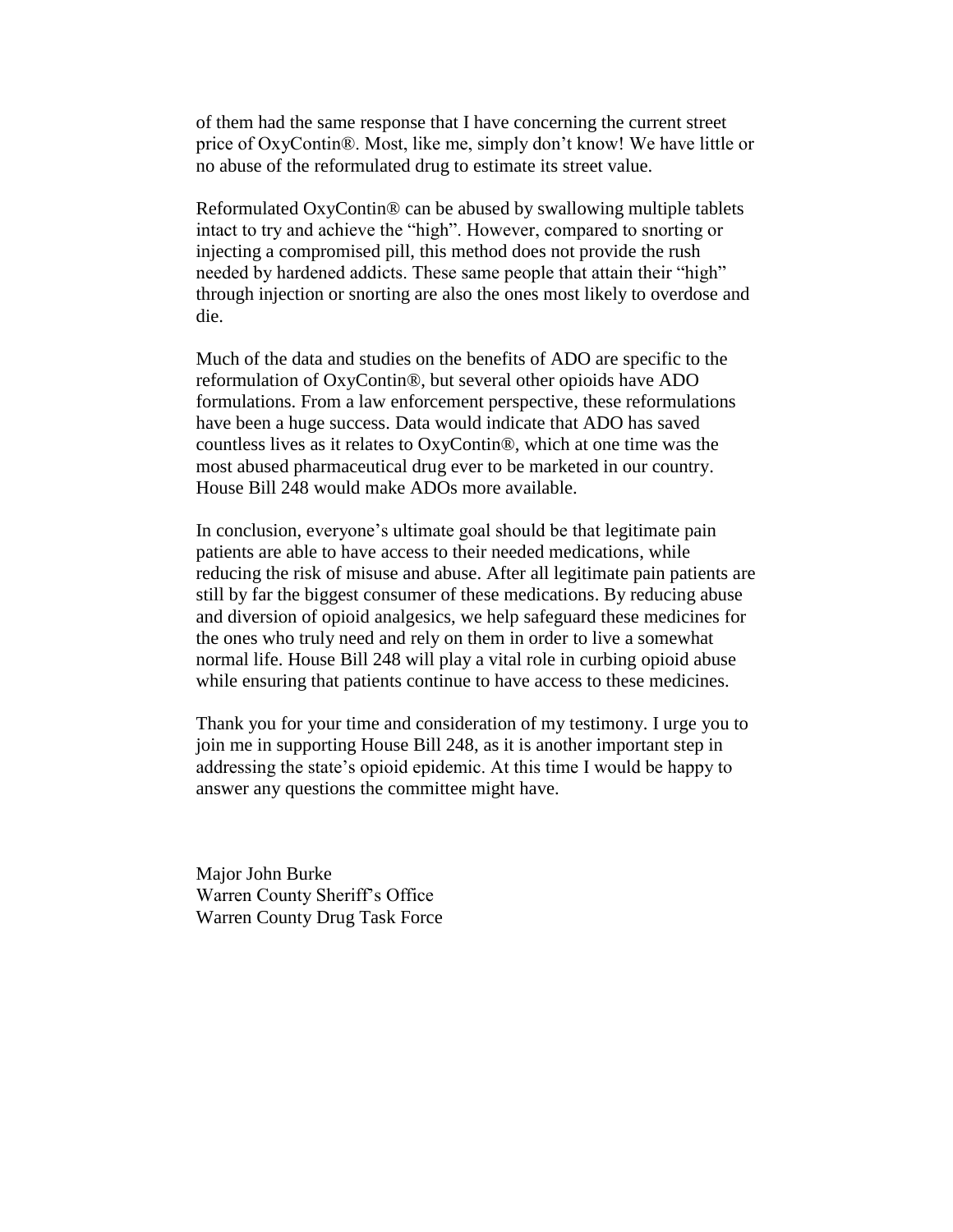of them had the same response that I have concerning the current street price of OxyContin®. Most, like me, simply don't know! We have little or no abuse of the reformulated drug to estimate its street value.

Reformulated OxyContin® can be abused by swallowing multiple tablets intact to try and achieve the "high". However, compared to snorting or injecting a compromised pill, this method does not provide the rush needed by hardened addicts. These same people that attain their "high" through injection or snorting are also the ones most likely to overdose and die.

Much of the data and studies on the benefits of ADO are specific to the reformulation of OxyContin®, but several other opioids have ADO formulations. From a law enforcement perspective, these reformulations have been a huge success. Data would indicate that ADO has saved countless lives as it relates to OxyContin®, which at one time was the most abused pharmaceutical drug ever to be marketed in our country. House Bill 248 would make ADOs more available.

In conclusion, everyone's ultimate goal should be that legitimate pain patients are able to have access to their needed medications, while reducing the risk of misuse and abuse. After all legitimate pain patients are still by far the biggest consumer of these medications. By reducing abuse and diversion of opioid analgesics, we help safeguard these medicines for the ones who truly need and rely on them in order to live a somewhat normal life. House Bill 248 will play a vital role in curbing opioid abuse while ensuring that patients continue to have access to these medicines.

Thank you for your time and consideration of my testimony. I urge you to join me in supporting House Bill 248, as it is another important step in addressing the state's opioid epidemic. At this time I would be happy to answer any questions the committee might have.

Major John Burke
Warren County Sheriff's Office
Warren County Drug Task Force